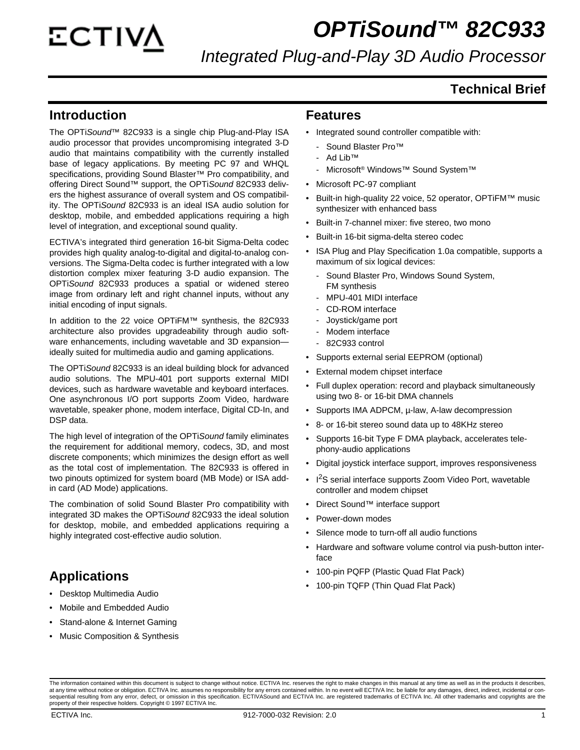# OPTiSound™ 82C933

## Integrated Plug-and-Play 3D Audio Processor

**Technical Brief**

## Introduction

The OPTi*Sound*™ 82C933 is a single chip Plug-and-Play ISA audio processor that provides uncompromising integrated 3-D audio that maintains compatibility with the currently installed base of legacy applications. By meeting PC 97 and WHQL specifications, providing Sound Blaster™ Pro compatibility, and offering Direct Sound™ support, the OPTi*Sound* 82C933 delivers the highest assurance of overall system and OS compatibility. The OPTi*Sound* 82C933 is an ideal ISA audio solution for desktop, mobile, and embedded applications requiring a high level of integration, and exceptional sound quality.

ECTIVA's integrated third generation 16-bit Sigma-Delta codec provides high quality analog-to-digital and digital-to-analog conversions. The Sigma-Delta codec is further integrated with a low distortion complex mixer featuring 3-D audio expansion. The OPTi*Sound* 82C933 produces a spatial or widened stereo image from ordinary left and right channel inputs, without any initial encoding of input signals.

In addition to the 22 voice OPTiFM™ synthesis, the 82C933 architecture also provides upgradeability through audio software enhancements, including wavetable and 3D expansion—ideally suited for multimedia audio and gaming applications.

The OPTi*Sound* 82C933 is an ideal building block for advanced audio solutions. The MPU-401 port supports external MIDI devices, such as hardware wavetable and keyboard interfaces. One asynchronous I/O port supports Zoom Video, hardware wavetable, speaker phone, modem interface, Digital CD-In, and DSP data.

The high level of integration of the OPTi*Sound* family eliminates the requirement for additional memory, codecs, 3D, and most discrete components; which minimizes the design effort as well as the total cost of implementation. The 82C933 is offered in two pinouts optimized for system board (MB Mode) or ISA add-in card (AD Mode) applications.

The combination of solid Sound Blaster Pro compatibility with integrated 3D makes the OPTi*Sound* 82C933 the ideal solution for desktop, mobile, and embedded applications requiring a highly integrated cost-effective audio solution.

## Applications

- Desktop Multimedia Audio
- Mobile and Embedded Audio
- Stand-alone & Internet Gaming
- Music Composition & Synthesis

## Features

- Integrated sound controller compatible with:
  - Sound Blaster Pro™
  - Ad Lib™
  - Microsoft® Windows™ Sound System™
- Microsoft PC-97 compliant
- Built-in high-quality 22 voice, 52 operator, OPTiFM™ music synthesizer with enhanced bass
- Built-in 7-channel mixer: five stereo, two mono
- Built-in 16-bit sigma-delta stereo codec
- ISA Plug and Play Specification 1.0a compatible, supports a maximum of six logical devices:
  - Sound Blaster Pro, Windows Sound System, FM synthesis
  - MPU-401 MIDI interface
  - CD-ROM interface
  - Joystick/game port
  - Modem interface
  - 82C933 control
- Supports external serial EEPROM (optional)
- External modem chipset interface
- Full duplex operation: record and playback simultaneously using two 8- or 16-bit DMA channels
- Supports IMA ADPCM, µ-law, A-law decompression
- 8- or 16-bit stereo sound data up to 48KHz stereo
- Supports 16-bit Type F DMA playback, accelerates telephony-audio applications
- Digital joystick interface support, improves responsiveness
- $I^2S$ serial interface supports Zoom Video Port, wavetable controller and modem chipset
- Direct Sound™ interface support
- Power-down modes
- Silence mode to turn-off all audio functions
- Hardware and software volume control via push-button interface
- 100-pin PQFP (Plastic Quad Flat Pack)
- 100-pin TQFP (Thin Quad Flat Pack)

The information contained within this document is subject to change without notice. ECTIVA Inc. reserves the right to make changes in this manual at any time as well as in the products it describes, at any time without notice or obligation. ECTIVA Inc. assumes no responsibility for any errors contained within. In no event will ECTIVA Inc. be liable for any damages, direct, indirect, incidental or consequential resulting from any error, defect, or omission in this specification. ECTIVASound and ECTIVA Inc. are registered trademarks of ECTIVA Inc. All other trademarks and copyrights are the property of their respective holders. Copyright © 1997 ECTIVA Inc.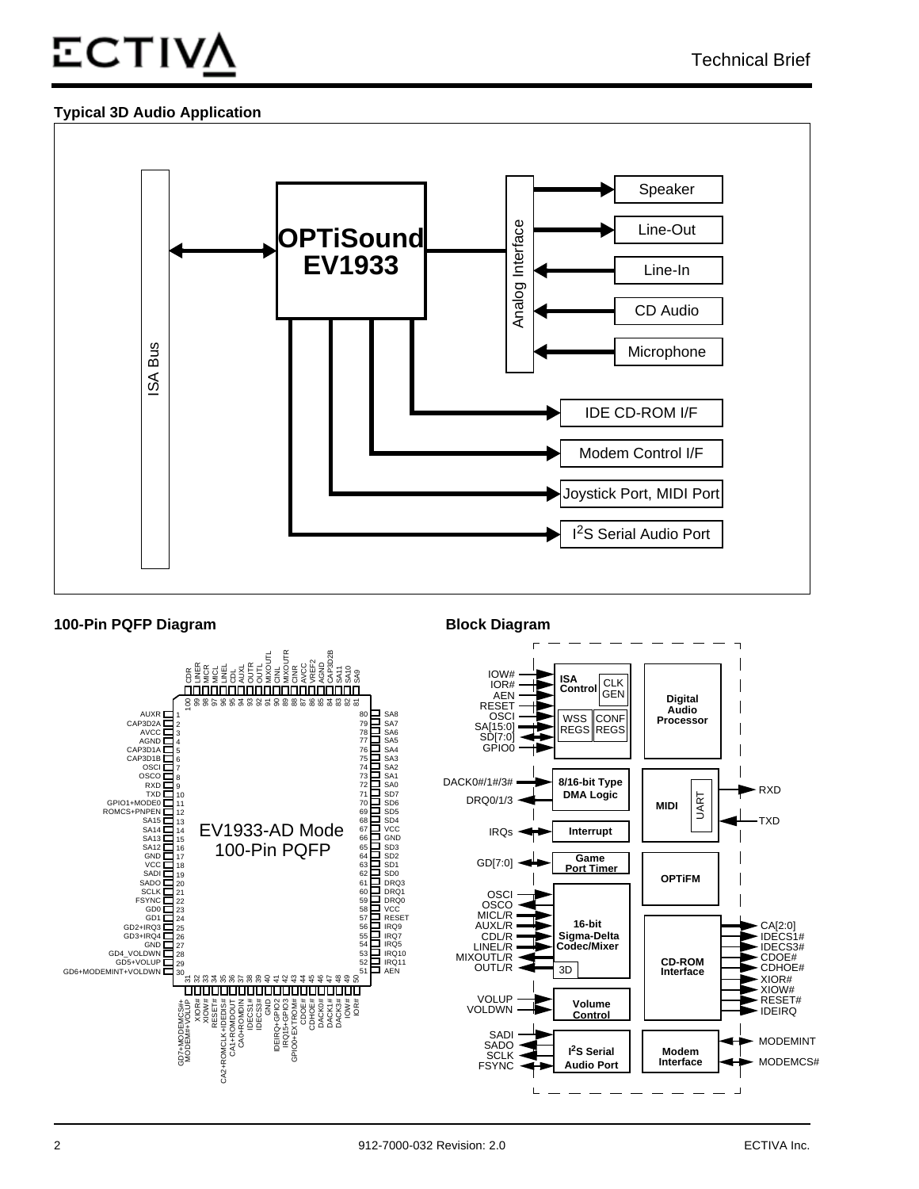### Typical 3D Audio Application

ISA Bus

OPTiSound EV1933

Analog Interface

Speaker

Line-Out

Line-In

CD Audio

Microphone

IDE CD-ROM I/F

Modem Control I/F

Joystick Port, MIDI Port

I²S Serial Audio Port

### 100-Pin PQFP Diagram

EV1933-AD Mode 100-Pin PQFP

| Pin | Signal | Pin | Signal |
|---|---|---|---|
| 1 | AUXR | 51 | AEN |
| 2 | CAP3D2A | 52 | IRQ11 |
| 3 | AVCC | 53 | IRQ10 |
| 4 | AGND | 54 | IRQ5 |
| 5 | CAP3D1A | 55 | IRQ7 |
| 6 | CAP3D1B | 56 | IRQ9 |
| 7 | OSCI | 57 | RESET |
| 8 | OSCO | 58 | VCC |
| 9 | RXD | 59 | DRQ0 |
| 10 | TXD | 60 | DRQ1 |
| 11 | GPIO1+MODE0 | 61 | DRQ3 |
| 12 | ROMCS+PNPEN | 62 | SD0 |
| 13 | SA15 | 63 | SD1 |
| 14 | SA14 | 64 | SD2 |
| 15 | SA13 | 65 | SD3 |
| 16 | SA12 | 66 | GND |
| 17 | GND | 67 | VCC |
| 18 | VCC | 68 | SD4 |
| 19 | SADI | 69 | SD5 |
| 20 | SADO | 70 | SD6 |
| 21 | SCLK | 71 | SD7 |
| 22 | FSYNC | 72 | SA0 |
| 23 | GD0 | 73 | SA1 |
| 24 | GD1 | 74 | SA2 |
| 25 | GD2+IRQ3 | 75 | SA3 |
| 26 | GD3+IRQ4 | 76 | SA4 |
| 27 | GND | 77 | SA5 |
| 28 | GD4_VOLDWN | 78 | SA6 |
| 29 | GD5+VOLUP | 79 | SA7 |
| 30 | GD6+MODEMINT+VOLDWN | 80 | SA8 |
| 31 | GD7+MODEMCS#+MODEM#+VOLUP | 81 | SA9 |
| 32 | XIOR# | 82 | SA10 |
| 33 | XIOW# | 83 | SA11 |
| 34 | RESET# | 84 | CAP3D2B |
| 35 | CA2+ROMCLK+IDEDS# | 85 | AGND |
| 36 | CA1+ROMDOUT | 86 | VREF2 |
| 37 | CA0+ROMDIN | 87 | AVCC |
| 38 | IDECS1# | 88 | CINR |
| 39 | IDECS3# | 89 | MIXOUTR |
| 40 | GND | 90 | CINL |
| 41 | IDEIRQ+GPIO2 | 91 | MIXOUTL |
| 42 | IRQ15+GPIO3 | 92 | OUTL |
| 43 | GPIO0+EXTROM# | 93 | OUTR |
| 44 | CDOE# | 94 | AUXL |
| 45 | CDHOE# | 95 | CDL |
| 46 | DACK0# | 96 | LINEL |
| 47 | DACK1# | 97 | MICL |
| 48 | DACK3# | 98 | MICR |
| 49 | IOW# | 99 | LINER |
| 50 | IOR# | 100 | CDR |

### Block Diagram

- ISA Control (CLK GEN, WSS REGS, CONF REGS): IOW#, IOR#, AEN, RESET, OSCI, SA[15:0], SD[7:0], GPIO0
- Digital Audio Processor
- 8/16-bit Type DMA Logic: DACK0#/1#/3#, DRQ0/1/3
- MIDI (UART): RXD, TXD
- Interrupt: IRQs
- Game Port Timer: GD[7:0]
- OPTiFM
- 16-bit Sigma-Delta Codec/Mixer (3D): OSCI, OSCO, MICL/R, AUXL/R, CDL/R, LINEL/R, MIXOUTL/R, OUTL/R
- CD-ROM Interface: CA[2:0], IDECS1#, IDECS3#, CDOE#, CDHOE#, XIOR#, XIOW#, RESET#, IDEIRQ
- Volume Control: VOLUP, VOLDWN
- I²S Serial Audio Port: SADI, SADO, SCLK, FSYNC
- Modem Interface: MODEMINT, MODEMCS#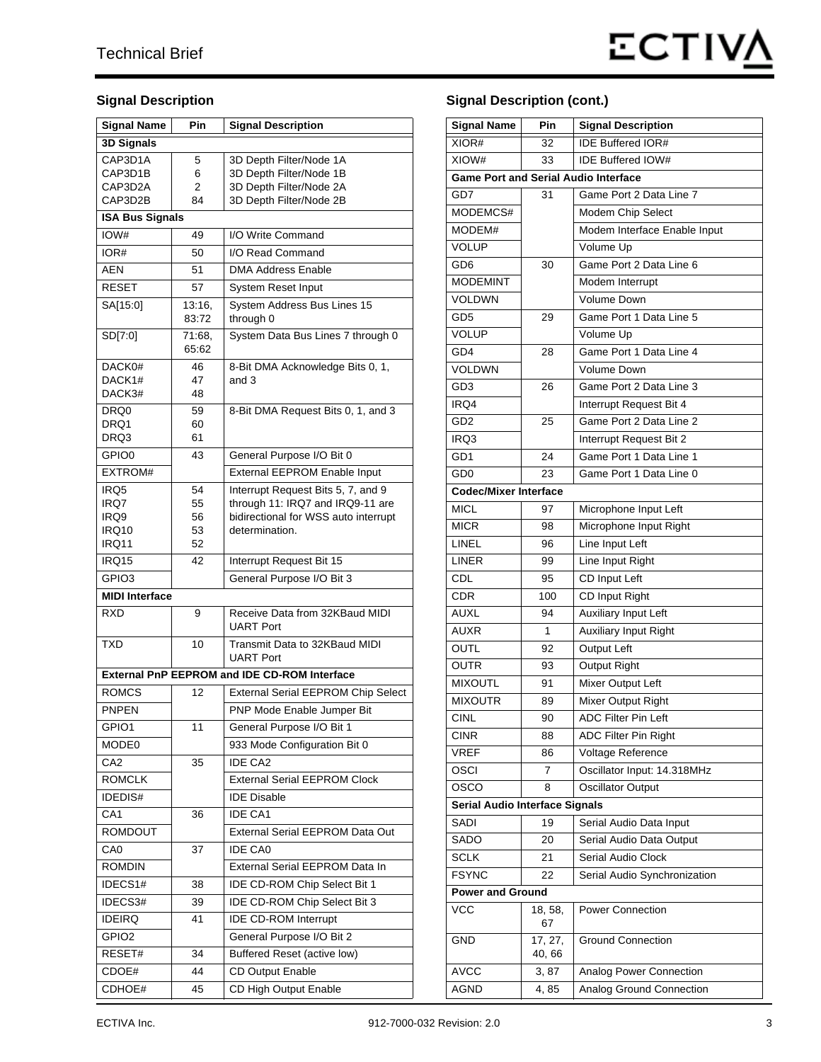## Signal Description

| Signal Name | Pin | Signal Description |
|---|---|---|
| **3D Signals** | | |
| CAP3D1A<br>CAP3D1B<br>CAP3D2A<br>CAP3D2B | 5<br>6<br>2<br>84 | 3D Depth Filter/Node 1A<br>3D Depth Filter/Node 1B<br>3D Depth Filter/Node 2A<br>3D Depth Filter/Node 2B |
| **ISA Bus Signals** | | |
| IOW# | 49 | I/O Write Command |
| IOR# | 50 | I/O Read Command |
| AEN | 51 | DMA Address Enable |
| RESET | 57 | System Reset Input |
| SA[15:0] | 13:16, 83:72 | System Address Bus Lines 15 through 0 |
| SD[7:0] | 71:68, 65:62 | System Data Bus Lines 7 through 0 |
| DACK0#<br>DACK1#<br>DACK3# | 46<br>47<br>48 | 8-Bit DMA Acknowledge Bits 0, 1, and 3 |
| DRQ0<br>DRQ1<br>DRQ3 | 59<br>60<br>61 | 8-Bit DMA Request Bits 0, 1, and 3 |
| GPIO0 | 43 | General Purpose I/O Bit 0 |
| EXTROM# | | External EEPROM Enable Input |
| IRQ5<br>IRQ7<br>IRQ9<br>IRQ10<br>IRQ11 | 54<br>55<br>56<br>53<br>52 | Interrupt Request Bits 5, 7, and 9 through 11: IRQ7 and IRQ9-11 are bidirectional for WSS auto interrupt determination. |
| IRQ15 | 42 | Interrupt Request Bit 15 |
| GPIO3 | | General Purpose I/O Bit 3 |
| **MIDI Interface** | | |
| RXD | 9 | Receive Data from 32KBaud MIDI UART Port |
| TXD | 10 | Transmit Data to 32KBaud MIDI UART Port |
| **External PnP EEPROM and IDE CD-ROM Interface** | | |
| ROMCS | 12 | External Serial EEPROM Chip Select |
| PNPEN | | PNP Mode Enable Jumper Bit |
| GPIO1 | 11 | General Purpose I/O Bit 1 |
| MODE0 | | 933 Mode Configuration Bit 0 |
| CA2 | 35 | IDE CA2 |
| ROMCLK | | External Serial EEPROM Clock |
| IDEDIS# | | IDE Disable |
| CA1 | 36 | IDE CA1 |
| ROMDOUT | | External Serial EEPROM Data Out |
| CA0 | 37 | IDE CA0 |
| ROMDIN | | External Serial EEPROM Data In |
| IDECS1# | 38 | IDE CD-ROM Chip Select Bit 1 |
| IDECS3# | 39 | IDE CD-ROM Chip Select Bit 3 |
| IDEIRQ | 41 | IDE CD-ROM Interrupt |
| GPIO2 | | General Purpose I/O Bit 2 |
| RESET# | 34 | Buffered Reset (active low) |
| CDOE# | 44 | CD Output Enable |
| CDHOE# | 45 | CD High Output Enable |

## Signal Description (cont.)

| Signal Name | Pin | Signal Description |
|---|---|---|
| XIOR# | 32 | IDE Buffered IOR# |
| XIOW# | 33 | IDE Buffered IOW# |
| **Game Port and Serial Audio Interface** | | |
| GD7 | 31 | Game Port 2 Data Line 7 |
| MODEMCS# | | Modem Chip Select |
| MODEM# | | Modem Interface Enable Input |
| VOLUP | | Volume Up |
| GD6 | 30 | Game Port 2 Data Line 6 |
| MODEMINT | | Modem Interrupt |
| VOLDWN | | Volume Down |
| GD5 | 29 | Game Port 1 Data Line 5 |
| VOLUP | | Volume Up |
| GD4 | 28 | Game Port 1 Data Line 4 |
| VOLDWN | | Volume Down |
| GD3 | 26 | Game Port 2 Data Line 3 |
| IRQ4 | | Interrupt Request Bit 4 |
| GD2 | 25 | Game Port 2 Data Line 2 |
| IRQ3 | | Interrupt Request Bit 2 |
| GD1 | 24 | Game Port 1 Data Line 1 |
| GD0 | 23 | Game Port 1 Data Line 0 |
| **Codec/Mixer Interface** | | |
| MICL | 97 | Microphone Input Left |
| MICR | 98 | Microphone Input Right |
| LINEL | 96 | Line Input Left |
| LINER | 99 | Line Input Right |
| CDL | 95 | CD Input Left |
| CDR | 100 | CD Input Right |
| AUXL | 94 | Auxiliary Input Left |
| AUXR | 1 | Auxiliary Input Right |
| OUTL | 92 | Output Left |
| OUTR | 93 | Output Right |
| MIXOUTL | 91 | Mixer Output Left |
| MIXOUTR | 89 | Mixer Output Right |
| CINL | 90 | ADC Filter Pin Left |
| CINR | 88 | ADC Filter Pin Right |
| VREF | 86 | Voltage Reference |
| OSCI | 7 | Oscillator Input: 14.318MHz |
| OSCO | 8 | Oscillator Output |
| **Serial Audio Interface Signals** | | |
| SADI | 19 | Serial Audio Data Input |
| SADO | 20 | Serial Audio Data Output |
| SCLK | 21 | Serial Audio Clock |
| FSYNC | 22 | Serial Audio Synchronization |
| **Power and Ground** | | |
| VCC | 18, 58, 67 | Power Connection |
| GND | 17, 27, 40, 66 | Ground Connection |
| AVCC | 3, 87 | Analog Power Connection |
| AGND | 4, 85 | Analog Ground Connection |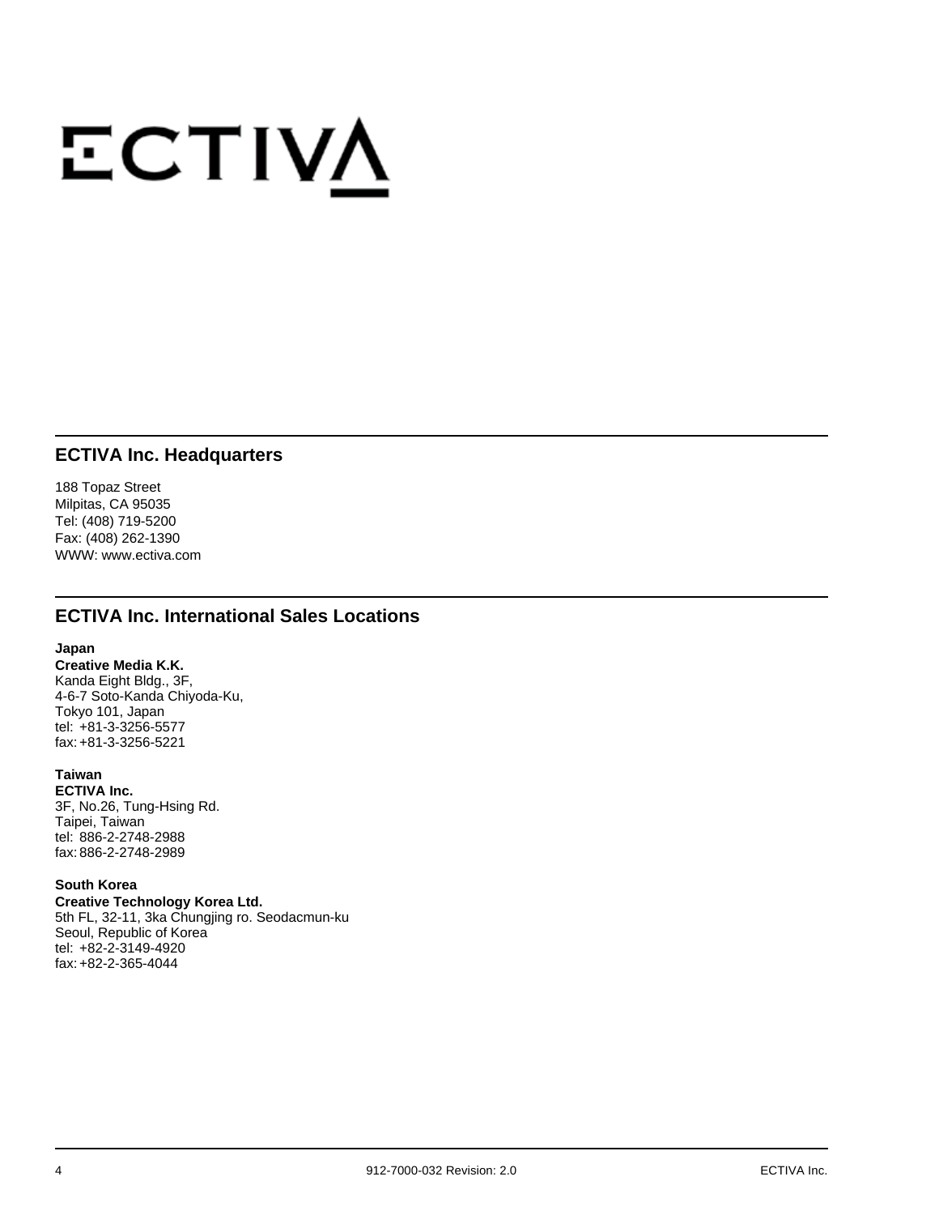ECTIVA

## ECTIVA Inc. Headquarters

188 Topaz Street
Milpitas, CA 95035
Tel: (408) 719-5200
Fax: (408) 262-1390
WWW: www.ectiva.com

## ECTIVA Inc. International Sales Locations

**Japan**
**Creative Media K.K.**
Kanda Eight Bldg., 3F,
4-6-7 Soto-Kanda Chiyoda-Ku,
Tokyo 101, Japan
tel: +81-3-3256-5577
fax: +81-3-3256-5221

**Taiwan**
**ECTIVA Inc.**
3F, No.26, Tung-Hsing Rd.
Taipei, Taiwan
tel: 886-2-2748-2988
fax: 886-2-2748-2989

**South Korea**
**Creative Technology Korea Ltd.**
5th FL, 32-11, 3ka Chungjing ro. Seodacmun-ku
Seoul, Republic of Korea
tel: +82-2-3149-4920
fax: +82-2-365-4044